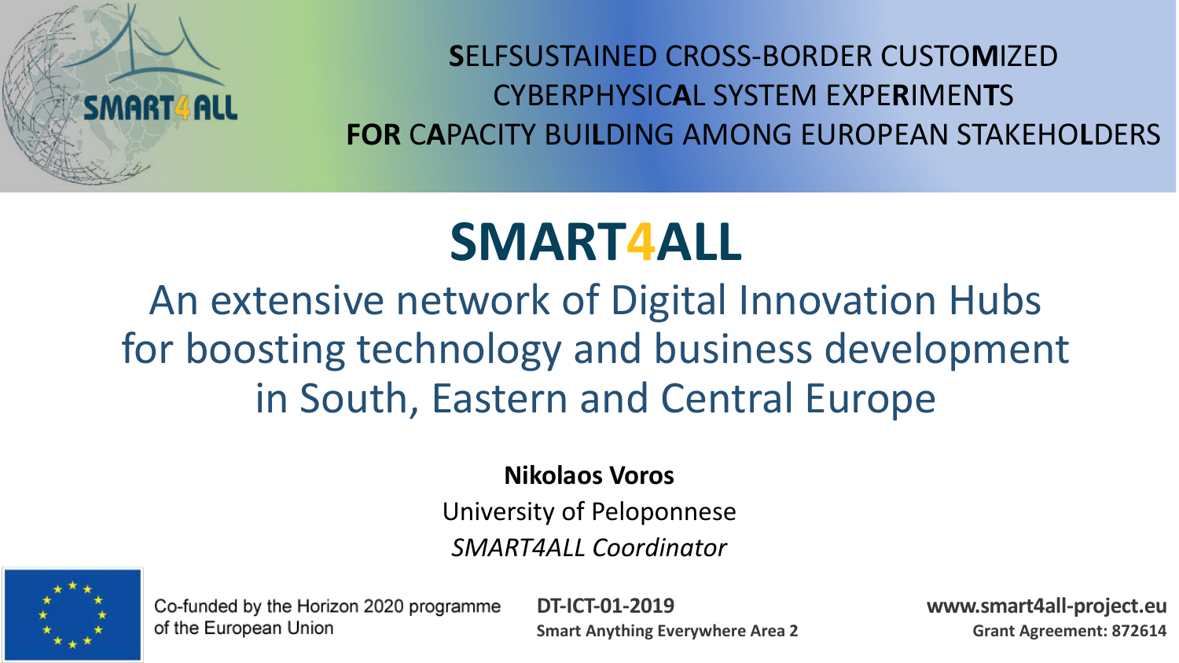**S**ELFSUSTAINED CROSS-BORDER CUSTO**M**IZED
CYBERPHYSIC**A**L SYSTEM EXPE**R**IMEN**T**S
**FOR** C**A**PACITY BUI**L**DING AMONG EUROPEAN STAKEHO**L**DERS

# SMART4ALL

## An extensive network of Digital Innovation Hubs for boosting technology and business development in South, Eastern and Central Europe

**Nikolaos Voros**

University of Peloponnese

*SMART4ALL Coordinator*

Co-funded by the Horizon 2020 programme of the European Union

**DT-ICT-01-2019**
**Smart Anything Everywhere Area 2**

**www.smart4all-project.eu**
**Grant Agreement: 872614**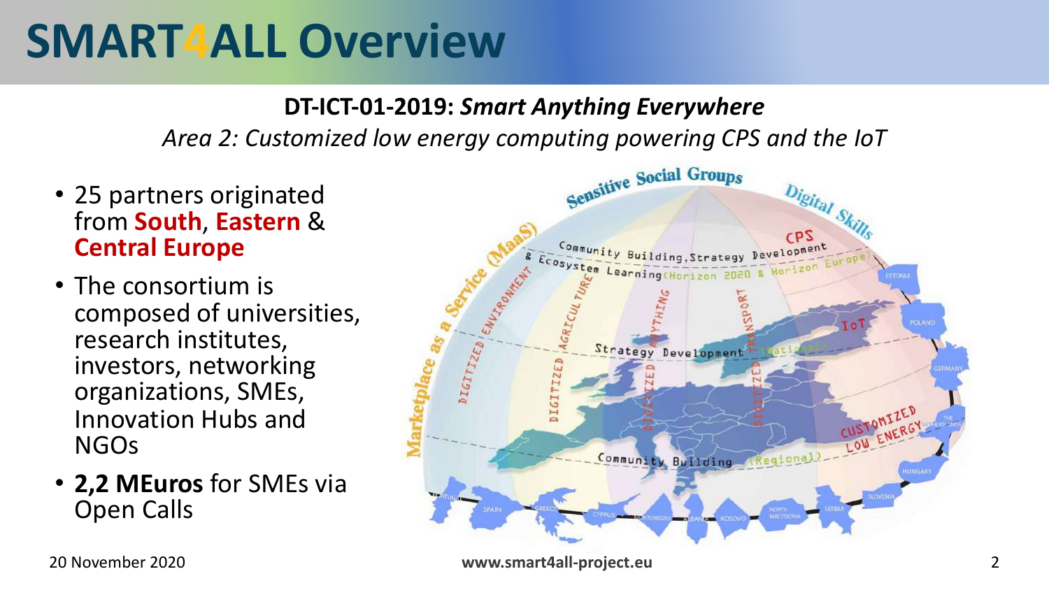# SMART4ALL Overview

**DT-ICT-01-2019:** ***Smart Anything Everywhere***

*Area 2: Customized low energy computing powering CPS and the IoT*

- 25 partners originated from **South**, **Eastern** & **Central Europe**
- The consortium is composed of universities, research institutes, investors, networking organizations, SMEs, Innovation Hubs and NGOs
- **2,2 MEuros** for SMEs via Open Calls

20 November 2020

www.smart4all-project.eu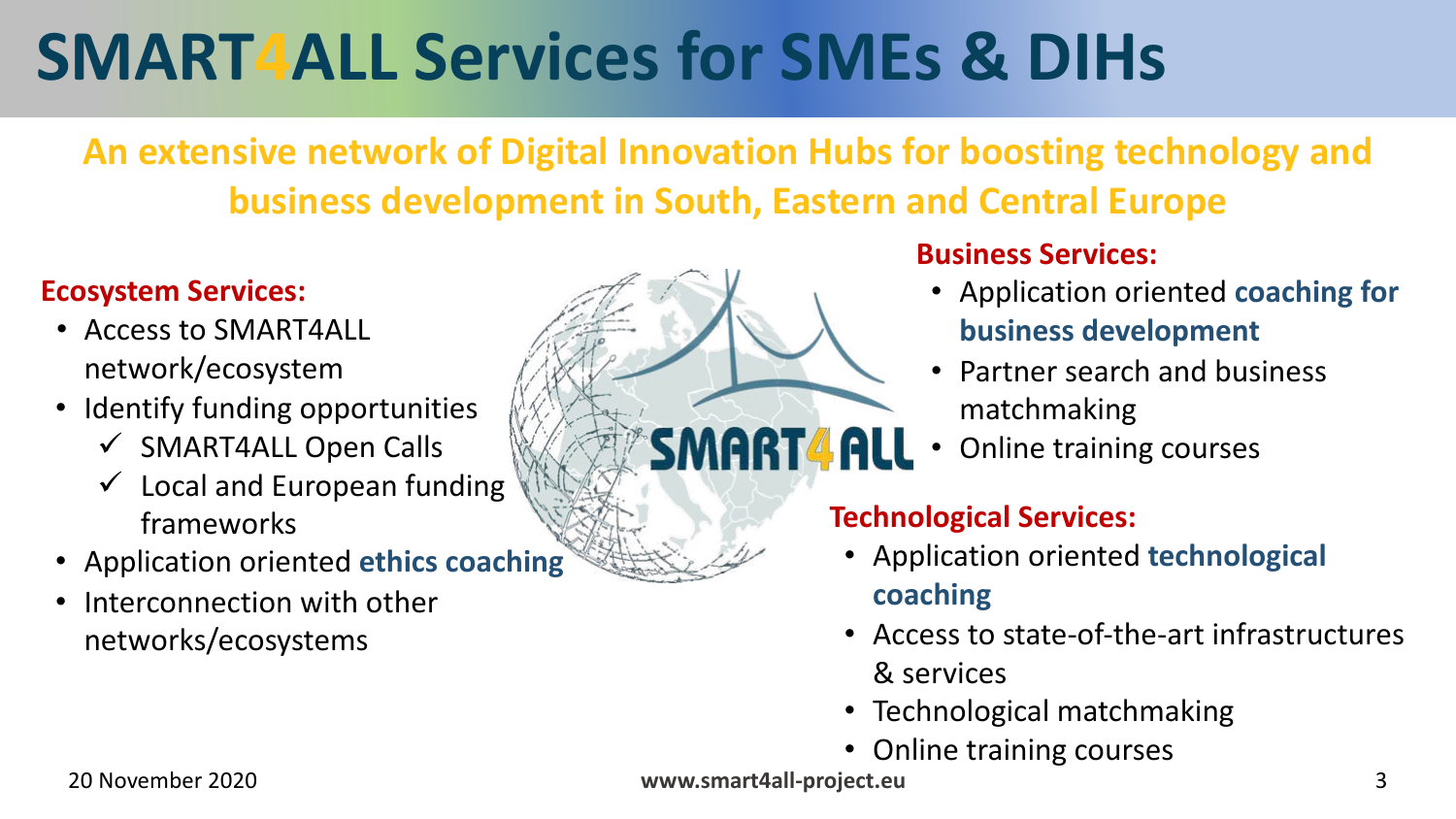# SMART4ALL Services for SMEs & DIHs

**An extensive network of Digital Innovation Hubs for boosting technology and business development in South, Eastern and Central Europe**

**Ecosystem Services:**

- Access to SMART4ALL network/ecosystem
- Identify funding opportunities
  - ✓ SMART4ALL Open Calls
  - ✓ Local and European funding frameworks
- Application oriented **ethics coaching**
- Interconnection with other networks/ecosystems

**Business Services:**

- Application oriented **coaching for business development**
- Partner search and business matchmaking
- Online training courses

**Technological Services:**

- Application oriented **technological coaching**
- Access to state-of-the-art infrastructures & services
- Technological matchmaking
- Online training courses

20 November 2020

**www.smart4all-project.eu**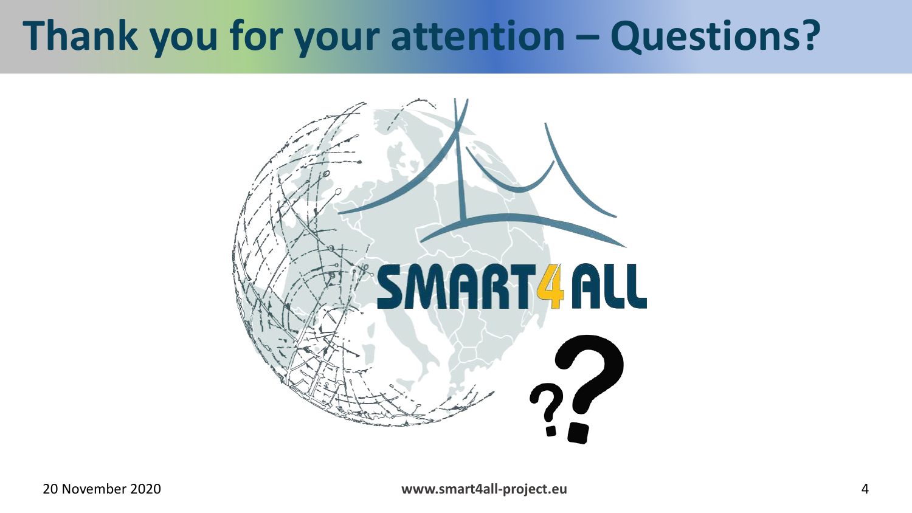# Thank you for your attention – Questions?

SMART4ALL

20 November 2020

www.smart4all-project.eu